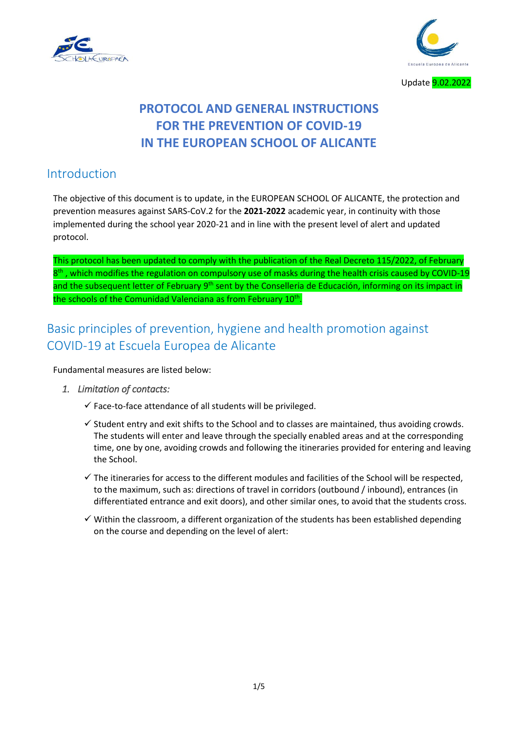Update 9.02.2022

# PROTOCOL AND GENERAL INSTRUCTIONS FOR THE PREVENTION OF COVID-19 IN THE EUROPEAN SCHOOL OF ALICANTE

## Introduction

The objective of this document is to update, in the EUROPEAN SCHOOL OF ALICANTE, the protection and prevention measures against SARS-CoV.2 for the **2021-2022** academic year, in continuity with those implemented during the school year 2020-21 and in line with the present level of alert and updated protocol.

This protocol has been updated to comply with the publication of the Real Decreto 115/2022, of February 8th, which modifies the regulation on compulsory use of masks during the health crisis caused by COVID-19 and the subsequent letter of February 9th sent by the Conselleria de Educación, informing on its impact in the schools of the Comunidad Valenciana as from February 10th.

## Basic principles of prevention, hygiene and health promotion against COVID-19 at Escuela Europea de Alicante

Fundamental measures are listed below:

1. *Limitation of contacts:*
   - ✓ Face-to-face attendance of all students will be privileged.
   - ✓ Student entry and exit shifts to the School and to classes are maintained, thus avoiding crowds. The students will enter and leave through the specially enabled areas and at the corresponding time, one by one, avoiding crowds and following the itineraries provided for entering and leaving the School.
   - ✓ The itineraries for access to the different modules and facilities of the School will be respected, to the maximum, such as: directions of travel in corridors (outbound / inbound), entrances (in differentiated entrance and exit doors), and other similar ones, to avoid that the students cross.
   - ✓ Within the classroom, a different organization of the students has been established depending on the course and depending on the level of alert: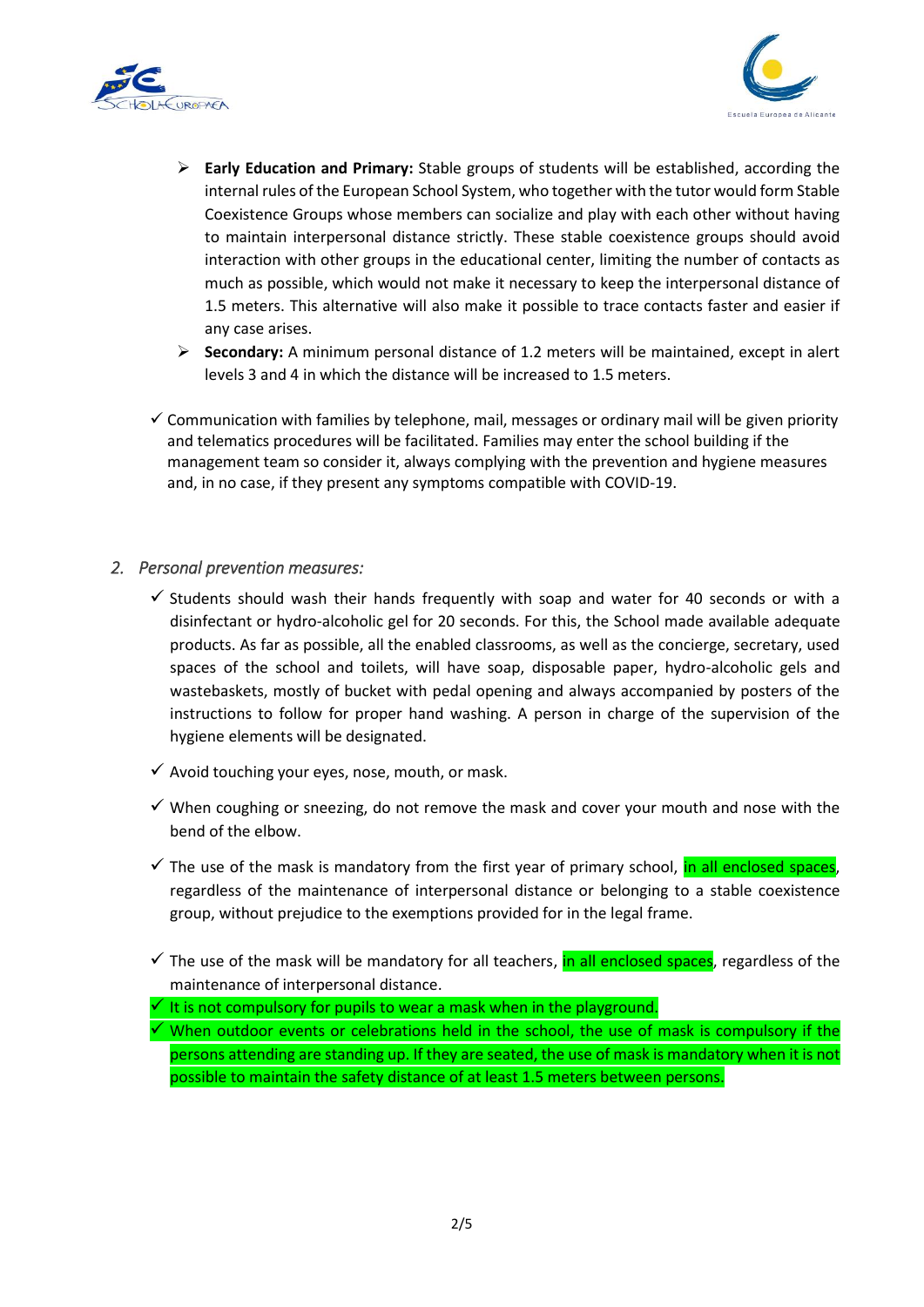- **Early Education and Primary:** Stable groups of students will be established, according the internal rules of the European School System, who together with the tutor would form Stable Coexistence Groups whose members can socialize and play with each other without having to maintain interpersonal distance strictly. These stable coexistence groups should avoid interaction with other groups in the educational center, limiting the number of contacts as much as possible, which would not make it necessary to keep the interpersonal distance of 1.5 meters. This alternative will also make it possible to trace contacts faster and easier if any case arises.
- **Secondary:** A minimum personal distance of 1.2 meters will be maintained, except in alert levels 3 and 4 in which the distance will be increased to 1.5 meters.

✓ Communication with families by telephone, mail, messages or ordinary mail will be given priority and telematics procedures will be facilitated. Families may enter the school building if the management team so consider it, always complying with the prevention and hygiene measures and, in no case, if they present any symptoms compatible with COVID-19.

2. *Personal prevention measures:*

✓ Students should wash their hands frequently with soap and water for 40 seconds or with a disinfectant or hydro-alcoholic gel for 20 seconds. For this, the School made available adequate products. As far as possible, all the enabled classrooms, as well as the concierge, secretary, used spaces of the school and toilets, will have soap, disposable paper, hydro-alcoholic gels and wastebaskets, mostly of bucket with pedal opening and always accompanied by posters of the instructions to follow for proper hand washing. A person in charge of the supervision of the hygiene elements will be designated.

✓ Avoid touching your eyes, nose, mouth, or mask.

✓ When coughing or sneezing, do not remove the mask and cover your mouth and nose with the bend of the elbow.

✓ The use of the mask is mandatory from the first year of primary school, in all enclosed spaces, regardless of the maintenance of interpersonal distance or belonging to a stable coexistence group, without prejudice to the exemptions provided for in the legal frame.

✓ The use of the mask will be mandatory for all teachers, in all enclosed spaces, regardless of the maintenance of interpersonal distance.

✓ It is not compulsory for pupils to wear a mask when in the playground.

✓ When outdoor events or celebrations held in the school, the use of mask is compulsory if the persons attending are standing up. If they are seated, the use of mask is mandatory when it is not possible to maintain the safety distance of at least 1.5 meters between persons.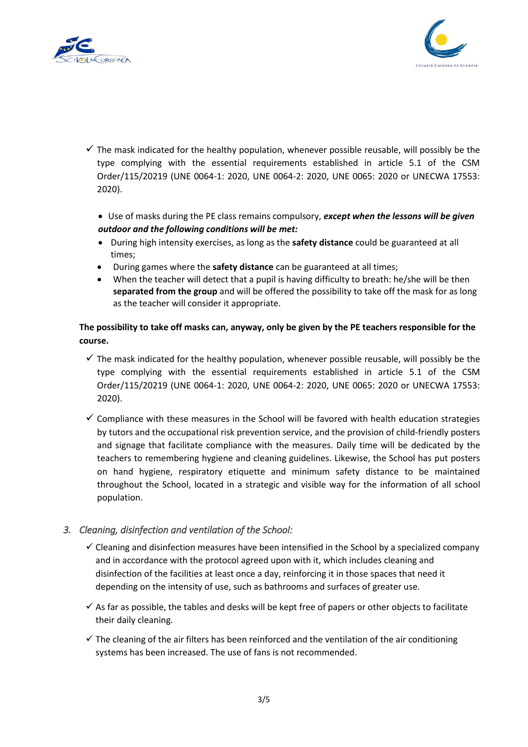- ✓ The mask indicated for the healthy population, whenever possible reusable, will possibly be the type complying with the essential requirements established in article 5.1 of the CSM Order/115/20219 (UNE 0064-1: 2020, UNE 0064-2: 2020, UNE 0065: 2020 or UNECWA 17553: 2020).

  - Use of masks during the PE class remains compulsory, ***except when the lessons will be given outdoor and the following conditions will be met:***
  - During high intensity exercises, as long as the **safety distance** could be guaranteed at all times;
  - During games where the **safety distance** can be guaranteed at all times;
  - When the teacher will detect that a pupil is having difficulty to breath: he/she will be then **separated from the group** and will be offered the possibility to take off the mask for as long as the teacher will consider it appropriate.

**The possibility to take off masks can, anyway, only be given by the PE teachers responsible for the course.**

- ✓ The mask indicated for the healthy population, whenever possible reusable, will possibly be the type complying with the essential requirements established in article 5.1 of the CSM Order/115/20219 (UNE 0064-1: 2020, UNE 0064-2: 2020, UNE 0065: 2020 or UNECWA 17553: 2020).

- ✓ Compliance with these measures in the School will be favored with health education strategies by tutors and the occupational risk prevention service, and the provision of child-friendly posters and signage that facilitate compliance with the measures. Daily time will be dedicated by the teachers to remembering hygiene and cleaning guidelines. Likewise, the School has put posters on hand hygiene, respiratory etiquette and minimum safety distance to be maintained throughout the School, located in a strategic and visible way for the information of all school population.

3. *Cleaning, disinfection and ventilation of the School:*

- ✓ Cleaning and disinfection measures have been intensified in the School by a specialized company and in accordance with the protocol agreed upon with it, which includes cleaning and disinfection of the facilities at least once a day, reinforcing it in those spaces that need it depending on the intensity of use, such as bathrooms and surfaces of greater use.

- ✓ As far as possible, the tables and desks will be kept free of papers or other objects to facilitate their daily cleaning.

- ✓ The cleaning of the air filters has been reinforced and the ventilation of the air conditioning systems has been increased. The use of fans is not recommended.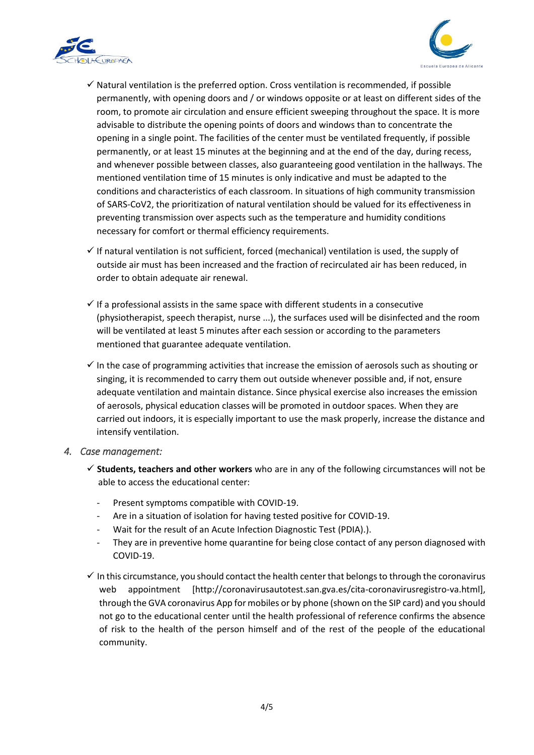- ✓ Natural ventilation is the preferred option. Cross ventilation is recommended, if possible permanently, with opening doors and / or windows opposite or at least on different sides of the room, to promote air circulation and ensure efficient sweeping throughout the space. It is more advisable to distribute the opening points of doors and windows than to concentrate the opening in a single point. The facilities of the center must be ventilated frequently, if possible permanently, or at least 15 minutes at the beginning and at the end of the day, during recess, and whenever possible between classes, also guaranteeing good ventilation in the hallways. The mentioned ventilation time of 15 minutes is only indicative and must be adapted to the conditions and characteristics of each classroom. In situations of high community transmission of SARS-CoV2, the prioritization of natural ventilation should be valued for its effectiveness in preventing transmission over aspects such as the temperature and humidity conditions necessary for comfort or thermal efficiency requirements.

- ✓ If natural ventilation is not sufficient, forced (mechanical) ventilation is used, the supply of outside air must has been increased and the fraction of recirculated air has been reduced, in order to obtain adequate air renewal.

- ✓ If a professional assists in the same space with different students in a consecutive (physiotherapist, speech therapist, nurse ...), the surfaces used will be disinfected and the room will be ventilated at least 5 minutes after each session or according to the parameters mentioned that guarantee adequate ventilation.

- ✓ In the case of programming activities that increase the emission of aerosols such as shouting or singing, it is recommended to carry them out outside whenever possible and, if not, ensure adequate ventilation and maintain distance. Since physical exercise also increases the emission of aerosols, physical education classes will be promoted in outdoor spaces. When they are carried out indoors, it is especially important to use the mask properly, increase the distance and intensify ventilation.

4. *Case management:*

- ✓ **Students, teachers and other workers** who are in any of the following circumstances will not be able to access the educational center:
  - Present symptoms compatible with COVID-19.
  - Are in a situation of isolation for having tested positive for COVID-19.
  - Wait for the result of an Acute Infection Diagnostic Test (PDIA).).
  - They are in preventive home quarantine for being close contact of any person diagnosed with COVID-19.

- ✓ In this circumstance, you should contact the health center that belongs to through the coronavirus web appointment [http://coronavirusautotest.san.gva.es/cita-coronavirusregistro-va.html], through the GVA coronavirus App for mobiles or by phone (shown on the SIP card) and you should not go to the educational center until the health professional of reference confirms the absence of risk to the health of the person himself and of the rest of the people of the educational community.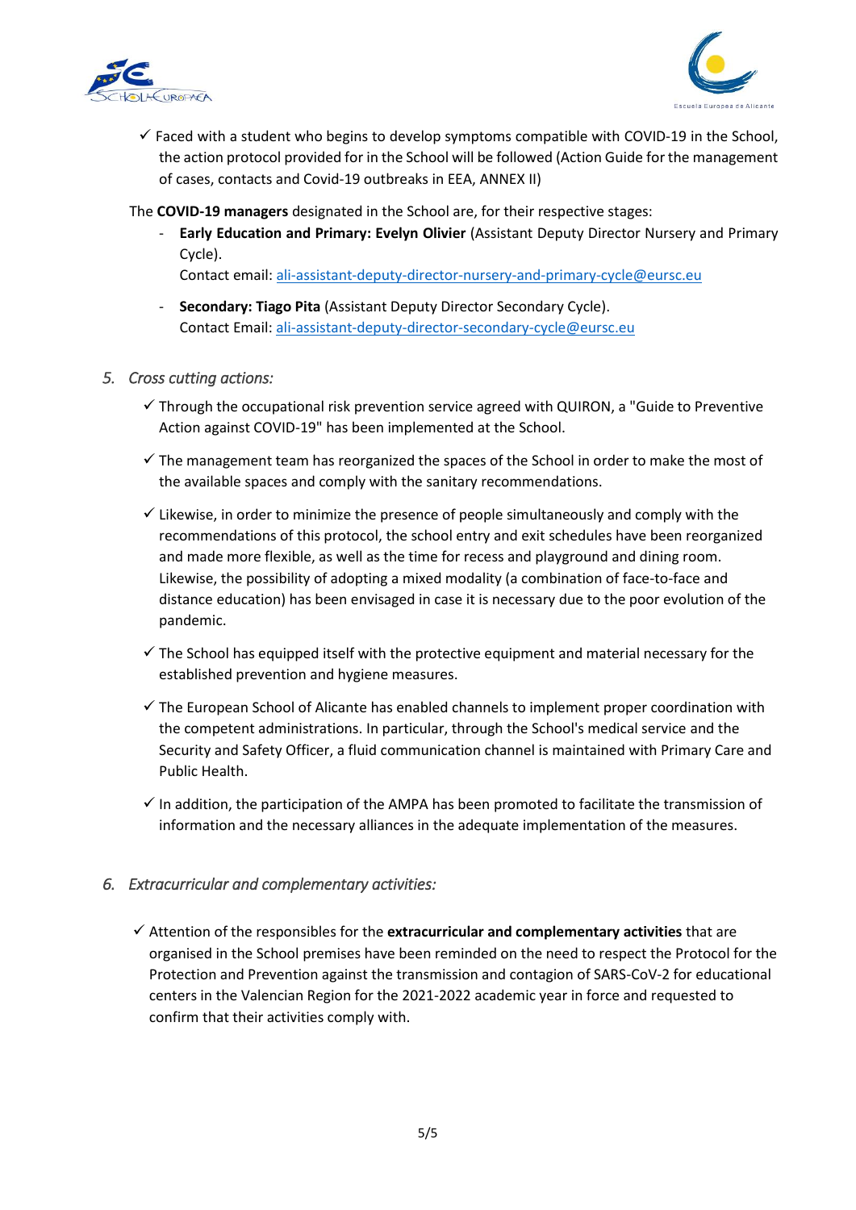- ✓ Faced with a student who begins to develop symptoms compatible with COVID-19 in the School, the action protocol provided for in the School will be followed (Action Guide for the management of cases, contacts and Covid-19 outbreaks in EEA, ANNEX II)

The **COVID-19 managers** designated in the School are, for their respective stages:

- **Early Education and Primary: Evelyn Olivier** (Assistant Deputy Director Nursery and Primary Cycle).
  Contact email: [ali-assistant-deputy-director-nursery-and-primary-cycle@eursc.eu](mailto:ali-assistant-deputy-director-nursery-and-primary-cycle@eursc.eu)
- **Secondary: Tiago Pita** (Assistant Deputy Director Secondary Cycle).
  Contact Email: [ali-assistant-deputy-director-secondary-cycle@eursc.eu](mailto:ali-assistant-deputy-director-secondary-cycle@eursc.eu)

5. *Cross cutting actions:*

- ✓ Through the occupational risk prevention service agreed with QUIRON, a "Guide to Preventive Action against COVID-19" has been implemented at the School.
- ✓ The management team has reorganized the spaces of the School in order to make the most of the available spaces and comply with the sanitary recommendations.
- ✓ Likewise, in order to minimize the presence of people simultaneously and comply with the recommendations of this protocol, the school entry and exit schedules have been reorganized and made more flexible, as well as the time for recess and playground and dining room. Likewise, the possibility of adopting a mixed modality (a combination of face-to-face and distance education) has been envisaged in case it is necessary due to the poor evolution of the pandemic.
- ✓ The School has equipped itself with the protective equipment and material necessary for the established prevention and hygiene measures.
- ✓ The European School of Alicante has enabled channels to implement proper coordination with the competent administrations. In particular, through the School's medical service and the Security and Safety Officer, a fluid communication channel is maintained with Primary Care and Public Health.
- ✓ In addition, the participation of the AMPA has been promoted to facilitate the transmission of information and the necessary alliances in the adequate implementation of the measures.

6. *Extracurricular and complementary activities:*

- ✓ Attention of the responsibles for the **extracurricular and complementary activities** that are organised in the School premises have been reminded on the need to respect the Protocol for the Protection and Prevention against the transmission and contagion of SARS-CoV-2 for educational centers in the Valencian Region for the 2021-2022 academic year in force and requested to confirm that their activities comply with.